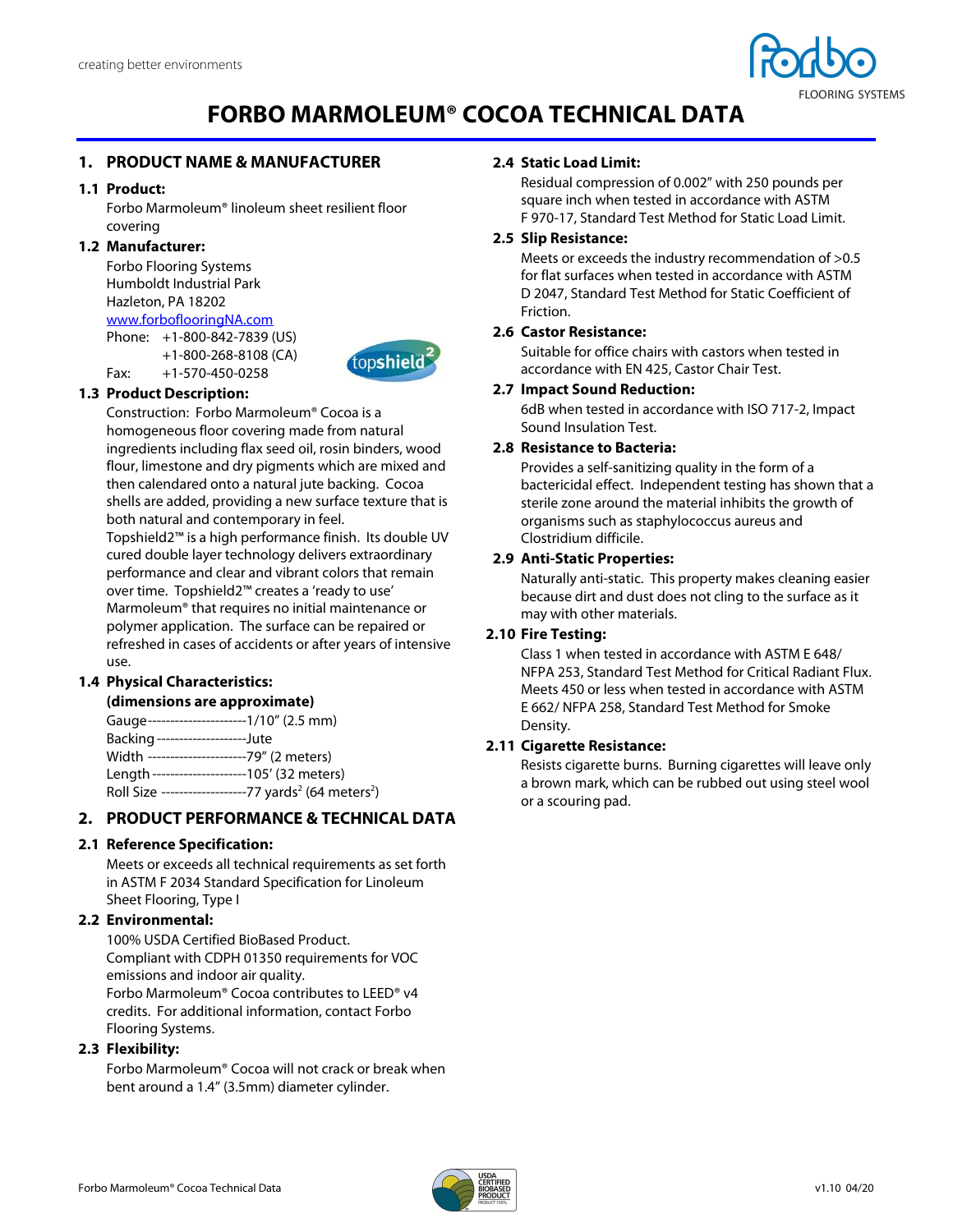creating better environments

# FORBO MARMOLEUM® COCOA TECHNICAL DATA

## 1. PRODUCT NAME & MANUFACTURER

### 1.1 Product:

Forbo Marmoleum® linoleum sheet resilient floor covering

### 1.2 Manufacturer:

Forbo Flooring Systems
Humboldt Industrial Park
Hazleton, PA 18202
www.forboflooringNA.com
Phone: +1-800-842-7839 (US)
+1-800-268-8108 (CA)
Fax: +1-570-450-0258

### 1.3 Product Description:

Construction: Forbo Marmoleum® Cocoa is a homogeneous floor covering made from natural ingredients including flax seed oil, rosin binders, wood flour, limestone and dry pigments which are mixed and then calendared onto a natural jute backing. Cocoa shells are added, providing a new surface texture that is both natural and contemporary in feel.

Topshield2™ is a high performance finish. Its double UV cured double layer technology delivers extraordinary performance and clear and vibrant colors that remain over time. Topshield2™ creates a 'ready to use' Marmoleum® that requires no initial maintenance or polymer application. The surface can be repaired or refreshed in cases of accidents or after years of intensive use.

### 1.4 Physical Characteristics:

**(dimensions are approximate)**

Gauge----------------------1/10" (2.5 mm)
Backing--------------------Jute
Width ----------------------79" (2 meters)
Length ---------------------105' (32 meters)
Roll Size -------------------77 yards$^2$ (64 meters$^2$)

## 2. PRODUCT PERFORMANCE & TECHNICAL DATA

### 2.1 Reference Specification:

Meets or exceeds all technical requirements as set forth in ASTM F 2034 Standard Specification for Linoleum Sheet Flooring, Type I

### 2.2 Environmental:

100% USDA Certified BioBased Product.
Compliant with CDPH 01350 requirements for VOC emissions and indoor air quality.
Forbo Marmoleum® Cocoa contributes to LEED® v4 credits. For additional information, contact Forbo Flooring Systems.

### 2.3 Flexibility:

Forbo Marmoleum® Cocoa will not crack or break when bent around a 1.4" (3.5mm) diameter cylinder.

### 2.4 Static Load Limit:

Residual compression of 0.002" with 250 pounds per square inch when tested in accordance with ASTM F 970-17, Standard Test Method for Static Load Limit.

### 2.5 Slip Resistance:

Meets or exceeds the industry recommendation of >0.5 for flat surfaces when tested in accordance with ASTM D 2047, Standard Test Method for Static Coefficient of Friction.

### 2.6 Castor Resistance:

Suitable for office chairs with castors when tested in accordance with EN 425, Castor Chair Test.

### 2.7 Impact Sound Reduction:

6dB when tested in accordance with ISO 717-2, Impact Sound Insulation Test.

### 2.8 Resistance to Bacteria:

Provides a self-sanitizing quality in the form of a bactericidal effect. Independent testing has shown that a sterile zone around the material inhibits the growth of organisms such as staphylococcus aureus and Clostridium difficile.

### 2.9 Anti-Static Properties:

Naturally anti-static. This property makes cleaning easier because dirt and dust does not cling to the surface as it may with other materials.

### 2.10 Fire Testing:

Class 1 when tested in accordance with ASTM E 648/ NFPA 253, Standard Test Method for Critical Radiant Flux.
Meets 450 or less when tested in accordance with ASTM E 662/ NFPA 258, Standard Test Method for Smoke Density.

### 2.11 Cigarette Resistance:

Resists cigarette burns. Burning cigarettes will leave only a brown mark, which can be rubbed out using steel wool or a scouring pad.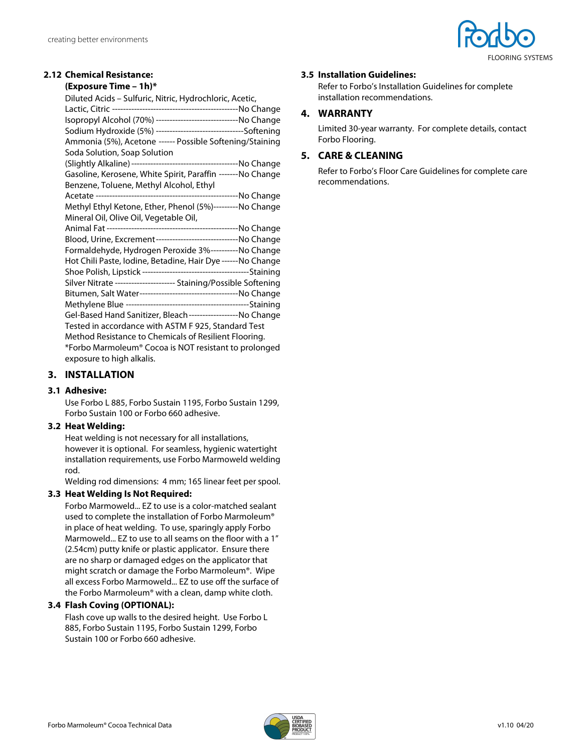### 2.12 Chemical Resistance:

**(Exposure Time – 1h)***

| | |
|---|---|
| Diluted Acids – Sulfuric, Nitric, Hydrochloric, Acetic, Lactic, Citric | No Change |
| Isopropyl Alcohol (70%) | No Change |
| Sodium Hydroxide (5%) | Softening |
| Ammonia (5%), Acetone | Possible Softening/Staining |
| Soda Solution, Soap Solution (Slightly Alkaline) | No Change |
| Gasoline, Kerosene, White Spirit, Paraffin | No Change |
| Benzene, Toluene, Methyl Alcohol, Ethyl Acetate | No Change |
| Methyl Ethyl Ketone, Ether, Phenol (5%) | No Change |
| Mineral Oil, Olive Oil, Vegetable Oil, Animal Fat | No Change |
| Blood, Urine, Excrement | No Change |
| Formaldehyde, Hydrogen Peroxide 3% | No Change |
| Hot Chili Paste, Iodine, Betadine, Hair Dye | No Change |
| Shoe Polish, Lipstick | Staining |
| Silver Nitrate | Staining/Possible Softening |
| Bitumen, Salt Water | No Change |
| Methylene Blue | Staining |
| Gel-Based Hand Sanitizer, Bleach | No Change |

Tested in accordance with ASTM F 925, Standard Test Method Resistance to Chemicals of Resilient Flooring.

*Forbo Marmoleum® Cocoa is NOT resistant to prolonged exposure to high alkalis.

## 3. INSTALLATION

### 3.1 Adhesive:

Use Forbo L 885, Forbo Sustain 1195, Forbo Sustain 1299, Forbo Sustain 100 or Forbo 660 adhesive.

### 3.2 Heat Welding:

Heat welding is not necessary for all installations, however it is optional. For seamless, hygienic watertight installation requirements, use Forbo Marmoweld welding rod.

Welding rod dimensions: 4 mm; 165 linear feet per spool.

### 3.3 Heat Welding Is Not Required:

Forbo Marmoweld... EZ to use is a color-matched sealant used to complete the installation of Forbo Marmoleum® in place of heat welding. To use, sparingly apply Forbo Marmoweld... EZ to use to all seams on the floor with a 1" (2.54cm) putty knife or plastic applicator. Ensure there are no sharp or damaged edges on the applicator that might scratch or damage the Forbo Marmoleum®. Wipe all excess Forbo Marmoweld... EZ to use off the surface of the Forbo Marmoleum® with a clean, damp white cloth.

### 3.4 Flash Coving (OPTIONAL):

Flash cove up walls to the desired height. Use Forbo L 885, Forbo Sustain 1195, Forbo Sustain 1299, Forbo Sustain 100 or Forbo 660 adhesive.

### 3.5 Installation Guidelines:

Refer to Forbo's Installation Guidelines for complete installation recommendations.

## 4. WARRANTY

Limited 30-year warranty. For complete details, contact Forbo Flooring.

## 5. CARE & CLEANING

Refer to Forbo's Floor Care Guidelines for complete care recommendations.